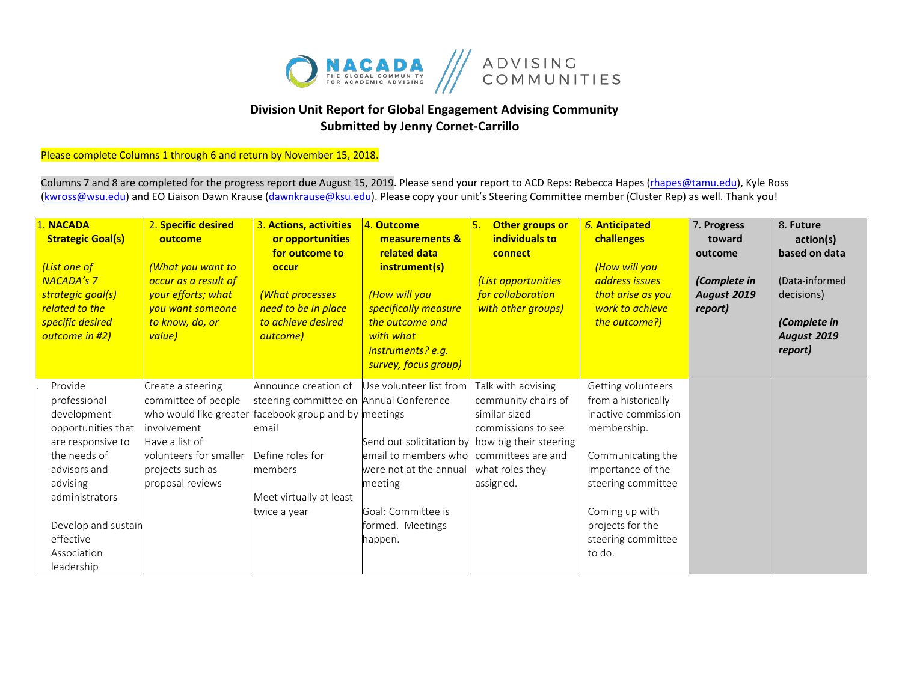NACADA THE GLOBAL COMMUNITY FOR ACADEMIC ADVISING | ADVISING COMMUNITIES

# Division Unit Report for Global Engagement Advising Community
## Submitted by Jenny Cornet-Carrillo

Please complete Columns 1 through 6 and return by November 15, 2018.

Columns 7 and 8 are completed for the progress report due August 15, 2019. Please send your report to ACD Reps: Rebecca Hapes (rhapes@tamu.edu), Kyle Ross (kwross@wsu.edu) and EO Liaison Dawn Krause (dawnkrause@ksu.edu). Please copy your unit's Steering Committee member (Cluster Rep) as well. Thank you!

| 1. **NACADA Strategic Goal(s)** *(List one of NACADA's 7 strategic goal(s) related to the specific desired outcome in #2)* | 2. **Specific desired outcome** *(What you want to occur as a result of your efforts; what you want someone to know, do, or value)* | 3. **Actions, activities or opportunities for outcome to occur** *(What processes need to be in place to achieve desired outcome)* | 4. **Outcome measurements & related data instrument(s)** *(How will you specifically measure the outcome and with what instruments? e.g. survey, focus group)* | 5. **Other groups or individuals to connect** *(List opportunities for collaboration with other groups)* | 6. **Anticipated challenges** *(How will you address issues that arise as you work to achieve the outcome?)* | 7. **Progress toward outcome** ***(Complete in August 2019 report)*** | 8. **Future action(s) based on data** (Data-informed decisions) ***(Complete in August 2019 report)*** |
|---|---|---|---|---|---|---|---|
| Provide professional development opportunities that are responsive to the needs of advisors and advising administrators<br><br>Develop and sustain effective Association leadership | Create a steering committee of people who would like greater involvement<br>Have a list of volunteers for smaller projects such as proposal reviews | Announce creation of steering committee on facebook group and by email<br><br>Define roles for members<br><br>Meet virtually at least twice a year | Use volunteer list from Annual Conference meetings<br><br>Send out solicitation by email to members who were not at the annual meeting<br><br>Goal: Committee is formed. Meetings happen. | Talk with advising community chairs of similar sized commissions to see how big their steering committees are and what roles they assigned. | Getting volunteers from a historically inactive commission membership.<br><br>Communicating the importance of the steering committee<br><br>Coming up with projects for the steering committee to do. | | |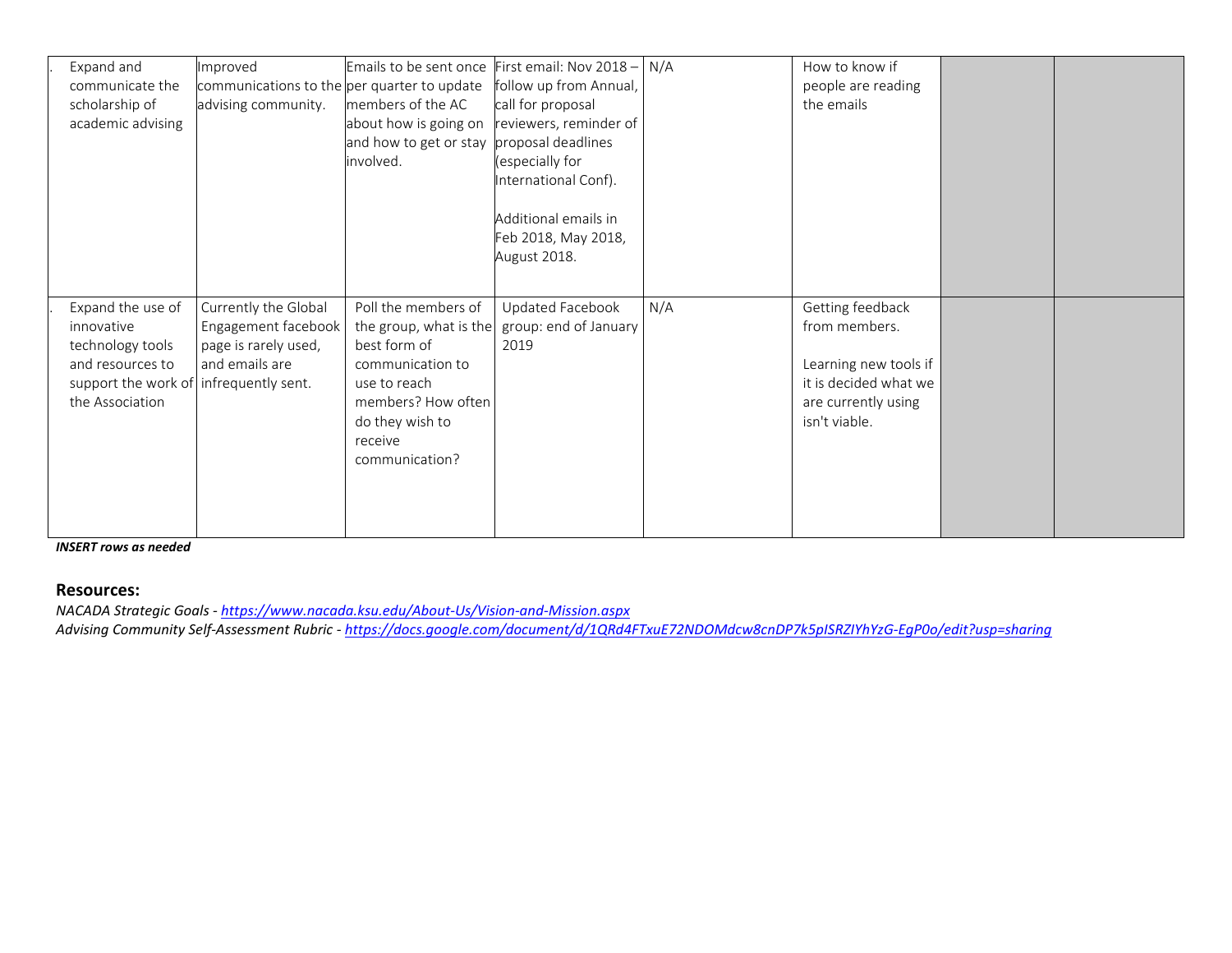| | | | | | | | |
|---|---|---|---|---|---|---|---|
| . Expand and communicate the scholarship of academic advising | Improved communications to the advising community. | Emails to be sent once per quarter to update members of the AC about how is going on and how to get or stay involved. | First email: Nov 2018 – follow up from Annual, call for proposal reviewers, reminder of proposal deadlines (especially for International Conf).<br><br>Additional emails in Feb 2018, May 2018, August 2018. | N/A | How to know if people are reading the emails | | |
| . Expand the use of innovative technology tools and resources to support the work of the Association | Currently the Global Engagement facebook page is rarely used, and emails are infrequently sent. | Poll the members of the group, what is the best form of communication to use to reach members? How often do they wish to receive communication? | Updated Facebook group: end of January 2019 | N/A | Getting feedback from members.<br><br>Learning new tools if it is decided what we are currently using isn't viable. | | |

***INSERT rows as needed***

## Resources:

*NACADA Strategic Goals - https://www.nacada.ksu.edu/About-Us/Vision-and-Mission.aspx*
*Advising Community Self-Assessment Rubric - https://docs.google.com/document/d/1QRd4FTxuE72NDOMdcw8cnDP7k5pISRZIYhYzG-EgP0o/edit?usp=sharing*